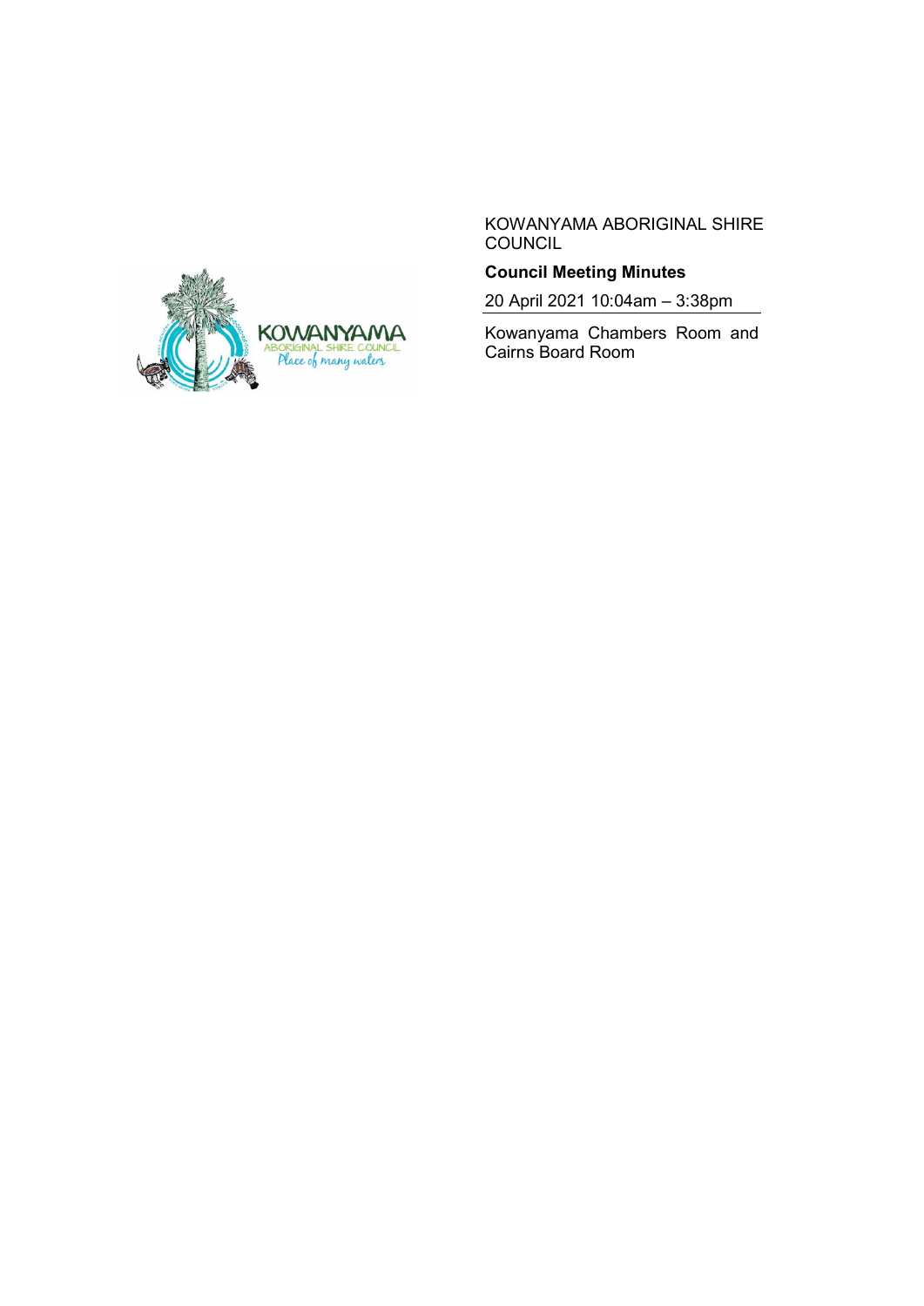KOWANYAMA ABORIGINAL SHIRE COUNCIL

**Council Meeting Minutes**

20 April 2021 10:04am – 3:38pm

Kowanyama Chambers Room and Cairns Board Room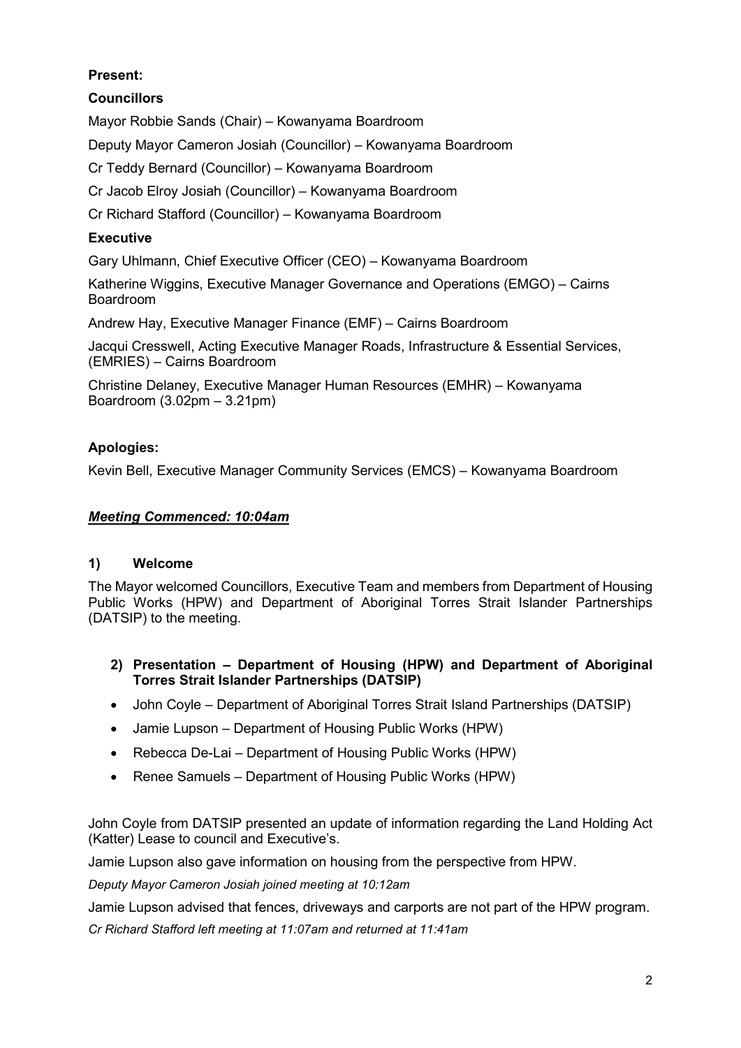**Present:**

**Councillors**

Mayor Robbie Sands (Chair) – Kowanyama Boardroom

Deputy Mayor Cameron Josiah (Councillor) – Kowanyama Boardroom

Cr Teddy Bernard (Councillor) – Kowanyama Boardroom

Cr Jacob Elroy Josiah (Councillor) – Kowanyama Boardroom

Cr Richard Stafford (Councillor) – Kowanyama Boardroom

**Executive**

Gary Uhlmann, Chief Executive Officer (CEO) – Kowanyama Boardroom

Katherine Wiggins, Executive Manager Governance and Operations (EMGO) – Cairns Boardroom

Andrew Hay, Executive Manager Finance (EMF) – Cairns Boardroom

Jacqui Cresswell, Acting Executive Manager Roads, Infrastructure & Essential Services, (EMRIES) – Cairns Boardroom

Christine Delaney, Executive Manager Human Resources (EMHR) – Kowanyama Boardroom (3.02pm – 3.21pm)

**Apologies:**

Kevin Bell, Executive Manager Community Services (EMCS) – Kowanyama Boardroom

***Meeting Commenced: 10:04am***

**1) Welcome**

The Mayor welcomed Councillors, Executive Team and members from Department of Housing Public Works (HPW) and Department of Aboriginal Torres Strait Islander Partnerships (DATSIP) to the meeting.

**2) Presentation – Department of Housing (HPW) and Department of Aboriginal Torres Strait Islander Partnerships (DATSIP)**

- John Coyle – Department of Aboriginal Torres Strait Island Partnerships (DATSIP)
- Jamie Lupson – Department of Housing Public Works (HPW)
- Rebecca De-Lai – Department of Housing Public Works (HPW)
- Renee Samuels – Department of Housing Public Works (HPW)

John Coyle from DATSIP presented an update of information regarding the Land Holding Act (Katter) Lease to council and Executive's.

Jamie Lupson also gave information on housing from the perspective from HPW.

*Deputy Mayor Cameron Josiah joined meeting at 10:12am*

Jamie Lupson advised that fences, driveways and carports are not part of the HPW program.

*Cr Richard Stafford left meeting at 11:07am and returned at 11:41am*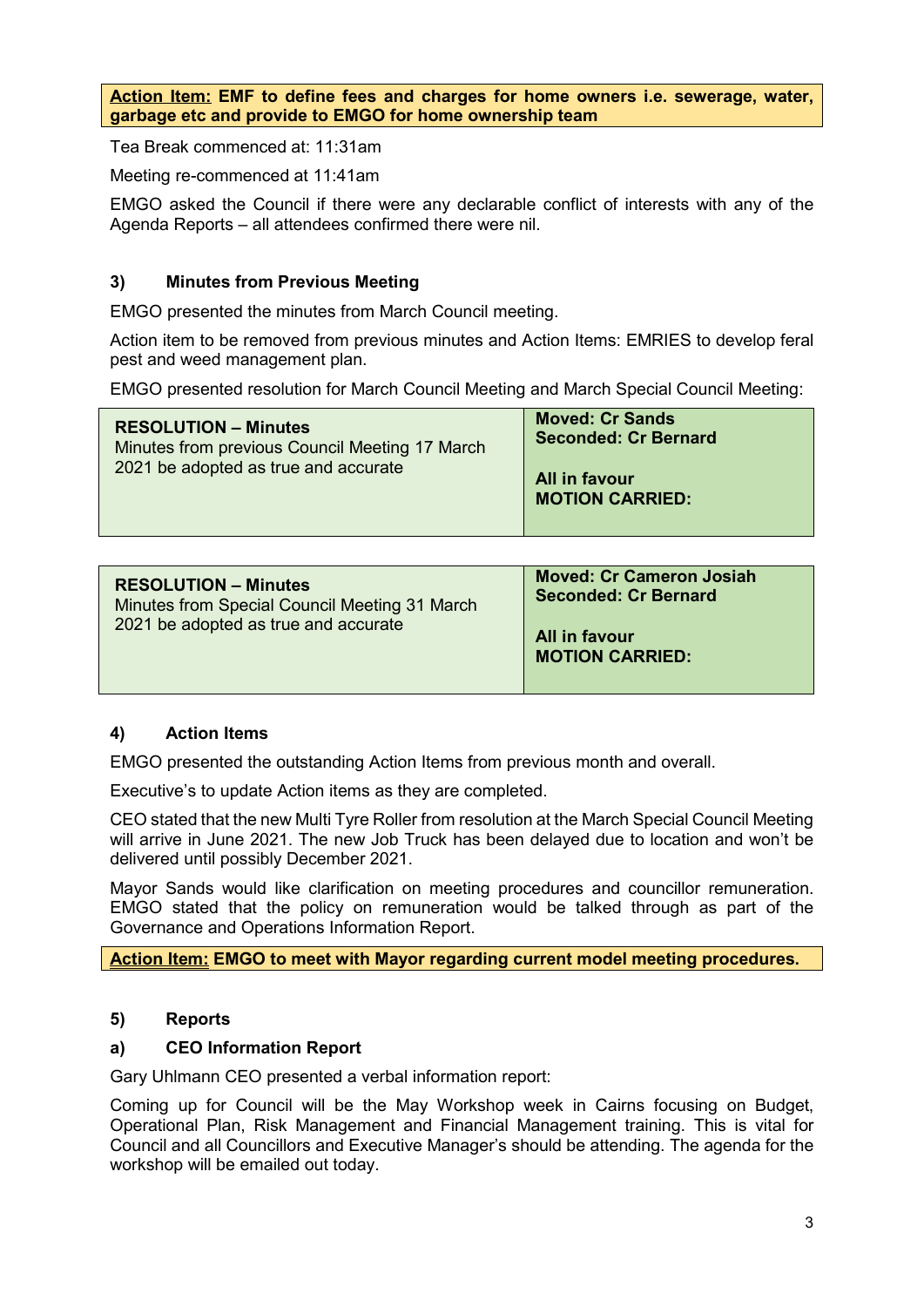**Action Item: EMF to define fees and charges for home owners i.e. sewerage, water, garbage etc and provide to EMGO for home ownership team**

Tea Break commenced at: 11:31am

Meeting re-commenced at 11:41am

EMGO asked the Council if there were any declarable conflict of interests with any of the Agenda Reports – all attendees confirmed there were nil.

### 3) Minutes from Previous Meeting

EMGO presented the minutes from March Council meeting.

Action item to be removed from previous minutes and Action Items: EMRIES to develop feral pest and weed management plan.

EMGO presented resolution for March Council Meeting and March Special Council Meeting:

| **RESOLUTION – Minutes**<br>Minutes from previous Council Meeting 17 March 2021 be adopted as true and accurate | **Moved: Cr Sands**<br>**Seconded: Cr Bernard**<br><br>**All in favour**<br>**MOTION CARRIED:** |
|---|---|

| **RESOLUTION – Minutes**<br>Minutes from Special Council Meeting 31 March 2021 be adopted as true and accurate | **Moved: Cr Cameron Josiah**<br>**Seconded: Cr Bernard**<br><br>**All in favour**<br>**MOTION CARRIED:** |
|---|---|

### 4) Action Items

EMGO presented the outstanding Action Items from previous month and overall.

Executive's to update Action items as they are completed.

CEO stated that the new Multi Tyre Roller from resolution at the March Special Council Meeting will arrive in June 2021. The new Job Truck has been delayed due to location and won't be delivered until possibly December 2021.

Mayor Sands would like clarification on meeting procedures and councillor remuneration. EMGO stated that the policy on remuneration would be talked through as part of the Governance and Operations Information Report.

**Action Item: EMGO to meet with Mayor regarding current model meeting procedures.**

### 5) Reports

#### a) CEO Information Report

Gary Uhlmann CEO presented a verbal information report:

Coming up for Council will be the May Workshop week in Cairns focusing on Budget, Operational Plan, Risk Management and Financial Management training. This is vital for Council and all Councillors and Executive Manager's should be attending. The agenda for the workshop will be emailed out today.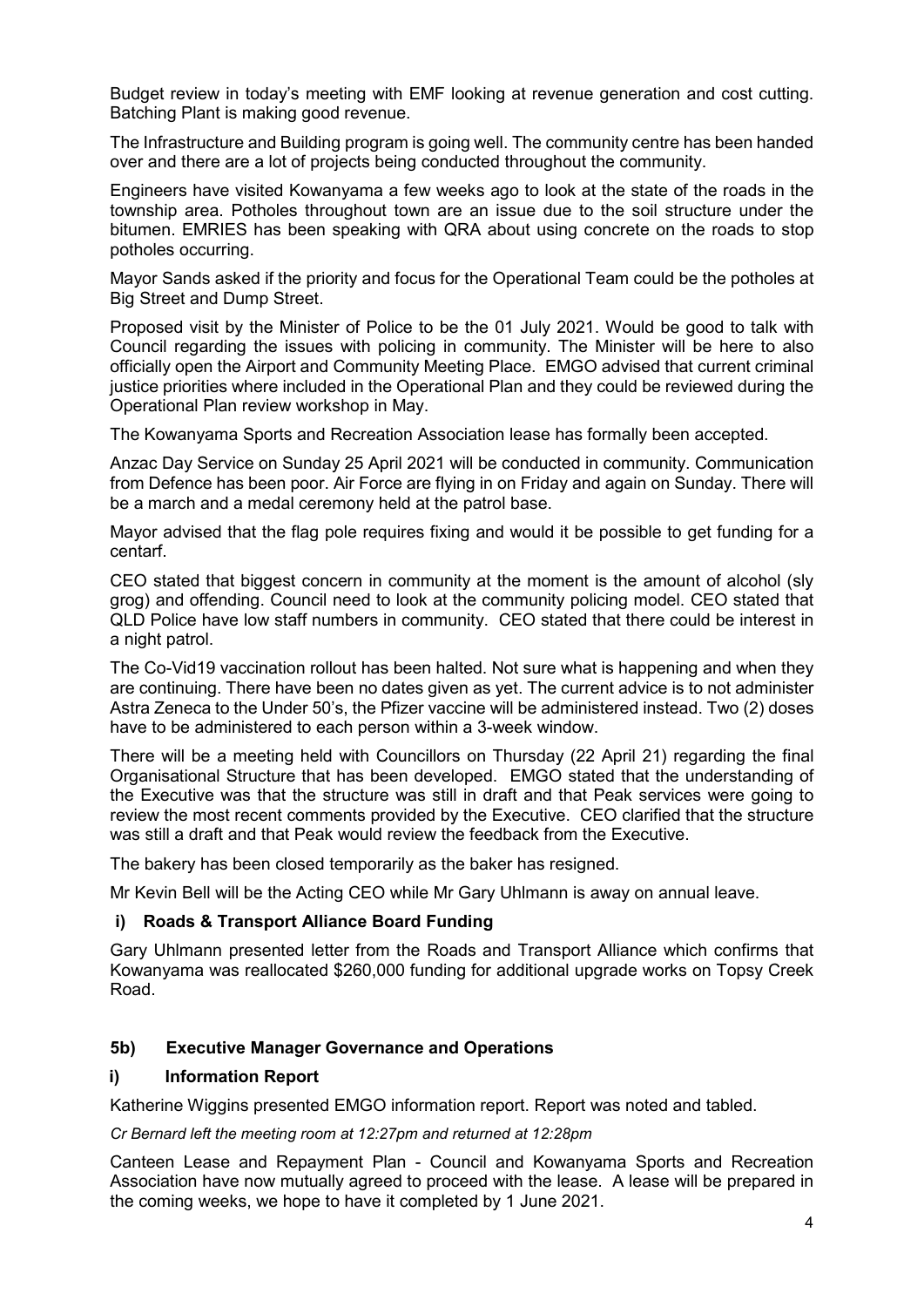Budget review in today's meeting with EMF looking at revenue generation and cost cutting. Batching Plant is making good revenue.

The Infrastructure and Building program is going well. The community centre has been handed over and there are a lot of projects being conducted throughout the community.

Engineers have visited Kowanyama a few weeks ago to look at the state of the roads in the township area. Potholes throughout town are an issue due to the soil structure under the bitumen. EMRIES has been speaking with QRA about using concrete on the roads to stop potholes occurring.

Mayor Sands asked if the priority and focus for the Operational Team could be the potholes at Big Street and Dump Street.

Proposed visit by the Minister of Police to be the 01 July 2021. Would be good to talk with Council regarding the issues with policing in community. The Minister will be here to also officially open the Airport and Community Meeting Place. EMGO advised that current criminal justice priorities where included in the Operational Plan and they could be reviewed during the Operational Plan review workshop in May.

The Kowanyama Sports and Recreation Association lease has formally been accepted.

Anzac Day Service on Sunday 25 April 2021 will be conducted in community. Communication from Defence has been poor. Air Force are flying in on Friday and again on Sunday. There will be a march and a medal ceremony held at the patrol base.

Mayor advised that the flag pole requires fixing and would it be possible to get funding for a centarf.

CEO stated that biggest concern in community at the moment is the amount of alcohol (sly grog) and offending. Council need to look at the community policing model. CEO stated that QLD Police have low staff numbers in community. CEO stated that there could be interest in a night patrol.

The Co-Vid19 vaccination rollout has been halted. Not sure what is happening and when they are continuing. There have been no dates given as yet. The current advice is to not administer Astra Zeneca to the Under 50's, the Pfizer vaccine will be administered instead. Two (2) doses have to be administered to each person within a 3-week window.

There will be a meeting held with Councillors on Thursday (22 April 21) regarding the final Organisational Structure that has been developed. EMGO stated that the understanding of the Executive was that the structure was still in draft and that Peak services were going to review the most recent comments provided by the Executive. CEO clarified that the structure was still a draft and that Peak would review the feedback from the Executive.

The bakery has been closed temporarily as the baker has resigned.

Mr Kevin Bell will be the Acting CEO while Mr Gary Uhlmann is away on annual leave.

### i) Roads & Transport Alliance Board Funding

Gary Uhlmann presented letter from the Roads and Transport Alliance which confirms that Kowanyama was reallocated $260,000 funding for additional upgrade works on Topsy Creek Road.

## 5b) Executive Manager Governance and Operations

### i) Information Report

Katherine Wiggins presented EMGO information report. Report was noted and tabled.

*Cr Bernard left the meeting room at 12:27pm and returned at 12:28pm*

Canteen Lease and Repayment Plan - Council and Kowanyama Sports and Recreation Association have now mutually agreed to proceed with the lease. A lease will be prepared in the coming weeks, we hope to have it completed by 1 June 2021.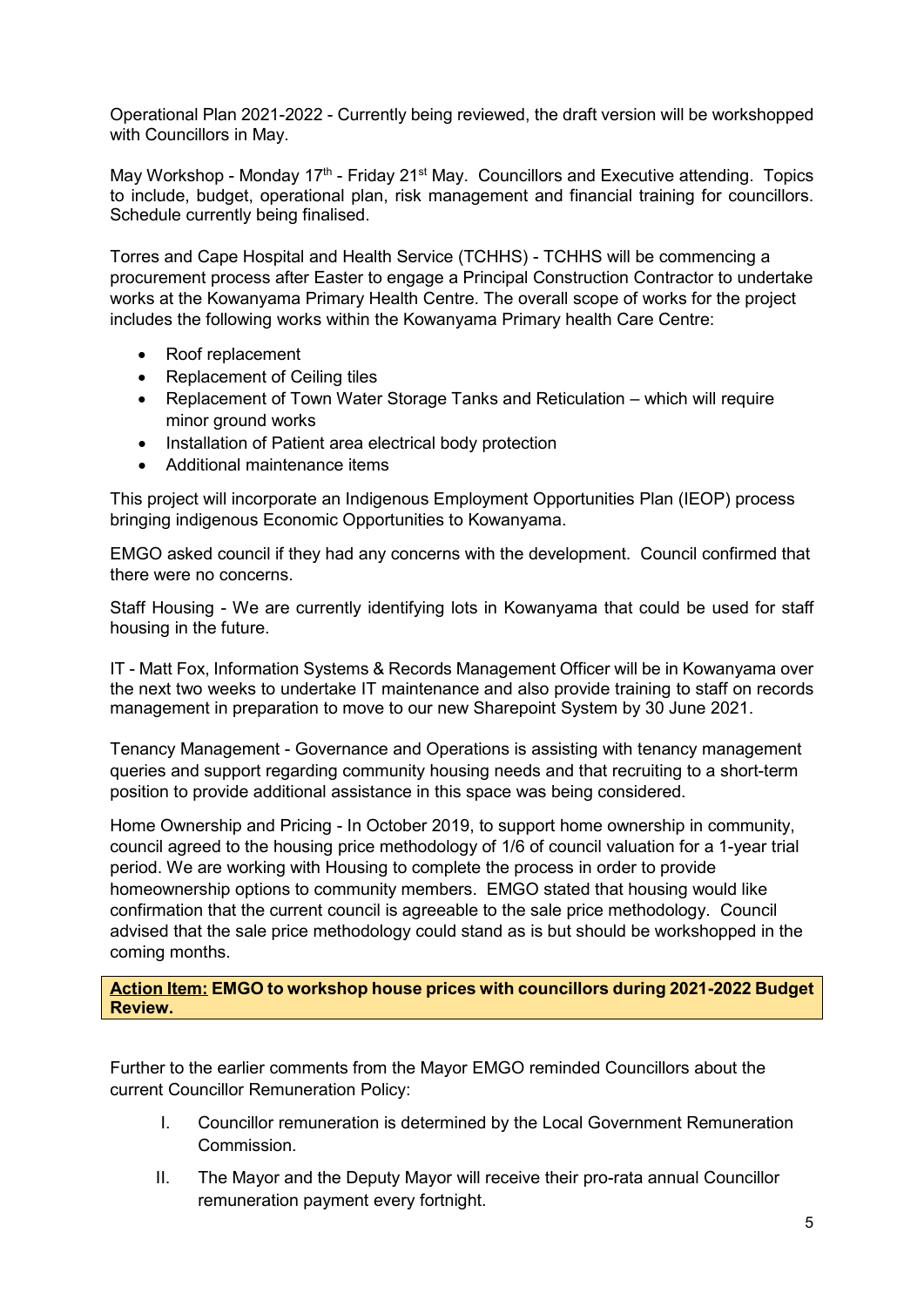Operational Plan 2021-2022 - Currently being reviewed, the draft version will be workshopped with Councillors in May.

May Workshop - Monday 17th - Friday 21st May. Councillors and Executive attending. Topics to include, budget, operational plan, risk management and financial training for councillors. Schedule currently being finalised.

Torres and Cape Hospital and Health Service (TCHHS) - TCHHS will be commencing a procurement process after Easter to engage a Principal Construction Contractor to undertake works at the Kowanyama Primary Health Centre. The overall scope of works for the project includes the following works within the Kowanyama Primary health Care Centre:

- Roof replacement
- Replacement of Ceiling tiles
- Replacement of Town Water Storage Tanks and Reticulation – which will require minor ground works
- Installation of Patient area electrical body protection
- Additional maintenance items

This project will incorporate an Indigenous Employment Opportunities Plan (IEOP) process bringing indigenous Economic Opportunities to Kowanyama.

EMGO asked council if they had any concerns with the development. Council confirmed that there were no concerns.

Staff Housing - We are currently identifying lots in Kowanyama that could be used for staff housing in the future.

IT - Matt Fox, Information Systems & Records Management Officer will be in Kowanyama over the next two weeks to undertake IT maintenance and also provide training to staff on records management in preparation to move to our new Sharepoint System by 30 June 2021.

Tenancy Management - Governance and Operations is assisting with tenancy management queries and support regarding community housing needs and that recruiting to a short-term position to provide additional assistance in this space was being considered.

Home Ownership and Pricing - In October 2019, to support home ownership in community, council agreed to the housing price methodology of 1/6 of council valuation for a 1-year trial period. We are working with Housing to complete the process in order to provide homeownership options to community members. EMGO stated that housing would like confirmation that the current council is agreeable to the sale price methodology. Council advised that the sale price methodology could stand as is but should be workshopped in the coming months.

**Action Item: EMGO to workshop house prices with councillors during 2021-2022 Budget Review.**

Further to the earlier comments from the Mayor EMGO reminded Councillors about the current Councillor Remuneration Policy:

I. Councillor remuneration is determined by the Local Government Remuneration Commission.

II. The Mayor and the Deputy Mayor will receive their pro-rata annual Councillor remuneration payment every fortnight.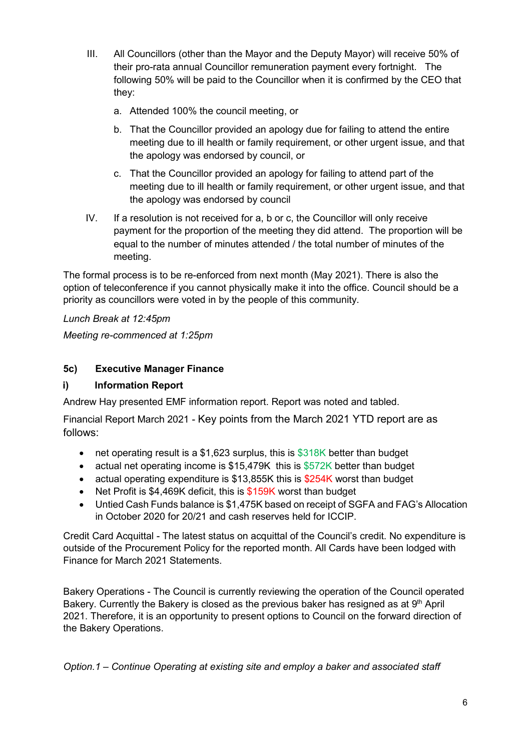III. All Councillors (other than the Mayor and the Deputy Mayor) will receive 50% of their pro-rata annual Councillor remuneration payment every fortnight. The following 50% will be paid to the Councillor when it is confirmed by the CEO that they:

   a. Attended 100% the council meeting, or

   b. That the Councillor provided an apology due for failing to attend the entire meeting due to ill health or family requirement, or other urgent issue, and that the apology was endorsed by council, or

   c. That the Councillor provided an apology for failing to attend part of the meeting due to ill health or family requirement, or other urgent issue, and that the apology was endorsed by council

IV. If a resolution is not received for a, b or c, the Councillor will only receive payment for the proportion of the meeting they did attend. The proportion will be equal to the number of minutes attended / the total number of minutes of the meeting.

The formal process is to be re-enforced from next month (May 2021). There is also the option of teleconference if you cannot physically make it into the office. Council should be a priority as councillors were voted in by the people of this community.

*Lunch Break at 12:45pm*

*Meeting re-commenced at 1:25pm*

### 5c) Executive Manager Finance

#### i) Information Report

Andrew Hay presented EMF information report. Report was noted and tabled.

Financial Report March 2021 - Key points from the March 2021 YTD report are as follows:

- net operating result is a $1,623 surplus, this is $318K better than budget
- actual net operating income is $15,479K this is $572K better than budget
- actual operating expenditure is $13,855K this is $254K worst than budget
- Net Profit is $4,469K deficit, this is $159K worst than budget
- Untied Cash Funds balance is $1,475K based on receipt of SGFA and FAG's Allocation in October 2020 for 20/21 and cash reserves held for ICCIP.

Credit Card Acquittal - The latest status on acquittal of the Council's credit. No expenditure is outside of the Procurement Policy for the reported month. All Cards have been lodged with Finance for March 2021 Statements.

Bakery Operations - The Council is currently reviewing the operation of the Council operated Bakery. Currently the Bakery is closed as the previous baker has resigned as at 9th April 2021. Therefore, it is an opportunity to present options to Council on the forward direction of the Bakery Operations.

*Option.1 – Continue Operating at existing site and employ a baker and associated staff*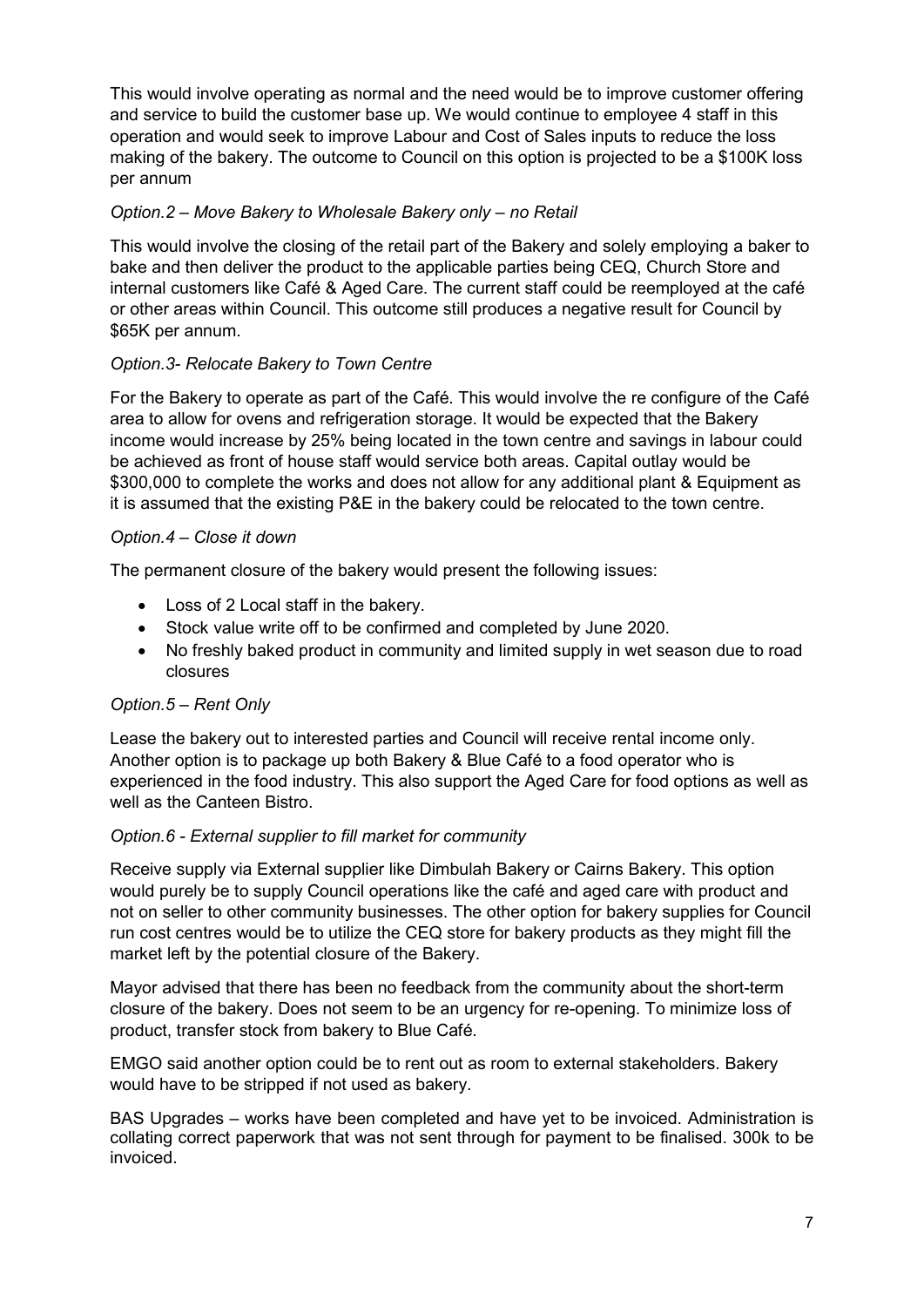This would involve operating as normal and the need would be to improve customer offering and service to build the customer base up. We would continue to employee 4 staff in this operation and would seek to improve Labour and Cost of Sales inputs to reduce the loss making of the bakery. The outcome to Council on this option is projected to be a $100K loss per annum

*Option.2 – Move Bakery to Wholesale Bakery only – no Retail*

This would involve the closing of the retail part of the Bakery and solely employing a baker to bake and then deliver the product to the applicable parties being CEQ, Church Store and internal customers like Café & Aged Care. The current staff could be reemployed at the café or other areas within Council. This outcome still produces a negative result for Council by $65K per annum.

*Option.3- Relocate Bakery to Town Centre*

For the Bakery to operate as part of the Café. This would involve the re configure of the Café area to allow for ovens and refrigeration storage. It would be expected that the Bakery income would increase by 25% being located in the town centre and savings in labour could be achieved as front of house staff would service both areas. Capital outlay would be $300,000 to complete the works and does not allow for any additional plant & Equipment as it is assumed that the existing P&E in the bakery could be relocated to the town centre.

*Option.4 – Close it down*

The permanent closure of the bakery would present the following issues:

- Loss of 2 Local staff in the bakery.
- Stock value write off to be confirmed and completed by June 2020.
- No freshly baked product in community and limited supply in wet season due to road closures

*Option.5 – Rent Only*

Lease the bakery out to interested parties and Council will receive rental income only. Another option is to package up both Bakery & Blue Café to a food operator who is experienced in the food industry. This also support the Aged Care for food options as well as well as the Canteen Bistro.

*Option.6 - External supplier to fill market for community*

Receive supply via External supplier like Dimbulah Bakery or Cairns Bakery. This option would purely be to supply Council operations like the café and aged care with product and not on seller to other community businesses. The other option for bakery supplies for Council run cost centres would be to utilize the CEQ store for bakery products as they might fill the market left by the potential closure of the Bakery.

Mayor advised that there has been no feedback from the community about the short-term closure of the bakery. Does not seem to be an urgency for re-opening. To minimize loss of product, transfer stock from bakery to Blue Café.

EMGO said another option could be to rent out as room to external stakeholders. Bakery would have to be stripped if not used as bakery.

BAS Upgrades – works have been completed and have yet to be invoiced. Administration is collating correct paperwork that was not sent through for payment to be finalised. 300k to be invoiced.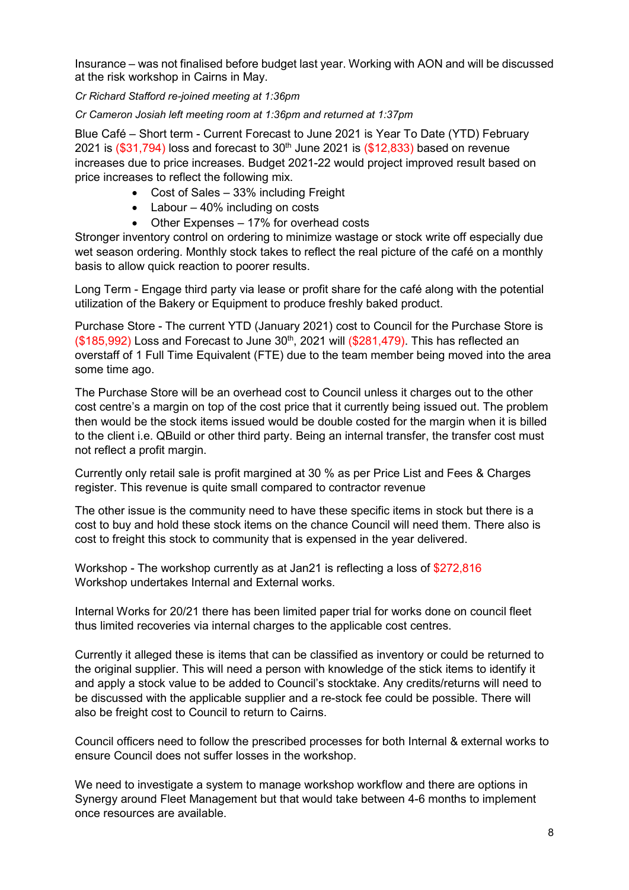Insurance – was not finalised before budget last year. Working with AON and will be discussed at the risk workshop in Cairns in May.

*Cr Richard Stafford re-joined meeting at 1:36pm*

*Cr Cameron Josiah left meeting room at 1:36pm and returned at 1:37pm*

Blue Café – Short term - Current Forecast to June 2021 is Year To Date (YTD) February 2021 is ($31,794) loss and forecast to 30th June 2021 is ($12,833) based on revenue increases due to price increases. Budget 2021-22 would project improved result based on price increases to reflect the following mix.

- Cost of Sales – 33% including Freight
- Labour – 40% including on costs
- Other Expenses – 17% for overhead costs

Stronger inventory control on ordering to minimize wastage or stock write off especially due wet season ordering. Monthly stock takes to reflect the real picture of the café on a monthly basis to allow quick reaction to poorer results.

Long Term - Engage third party via lease or profit share for the café along with the potential utilization of the Bakery or Equipment to produce freshly baked product.

Purchase Store - The current YTD (January 2021) cost to Council for the Purchase Store is ($185,992) Loss and Forecast to June 30th, 2021 will ($281,479). This has reflected an overstaff of 1 Full Time Equivalent (FTE) due to the team member being moved into the area some time ago.

The Purchase Store will be an overhead cost to Council unless it charges out to the other cost centre's a margin on top of the cost price that it currently being issued out. The problem then would be the stock items issued would be double costed for the margin when it is billed to the client i.e. QBuild or other third party. Being an internal transfer, the transfer cost must not reflect a profit margin.

Currently only retail sale is profit margined at 30 % as per Price List and Fees & Charges register. This revenue is quite small compared to contractor revenue

The other issue is the community need to have these specific items in stock but there is a cost to buy and hold these stock items on the chance Council will need them. There also is cost to freight this stock to community that is expensed in the year delivered.

Workshop - The workshop currently as at Jan21 is reflecting a loss of $272,816
Workshop undertakes Internal and External works.

Internal Works for 20/21 there has been limited paper trial for works done on council fleet thus limited recoveries via internal charges to the applicable cost centres.

Currently it alleged these is items that can be classified as inventory or could be returned to the original supplier. This will need a person with knowledge of the stick items to identify it and apply a stock value to be added to Council's stocktake. Any credits/returns will need to be discussed with the applicable supplier and a re-stock fee could be possible. There will also be freight cost to Council to return to Cairns.

Council officers need to follow the prescribed processes for both Internal & external works to ensure Council does not suffer losses in the workshop.

We need to investigate a system to manage workshop workflow and there are options in Synergy around Fleet Management but that would take between 4-6 months to implement once resources are available.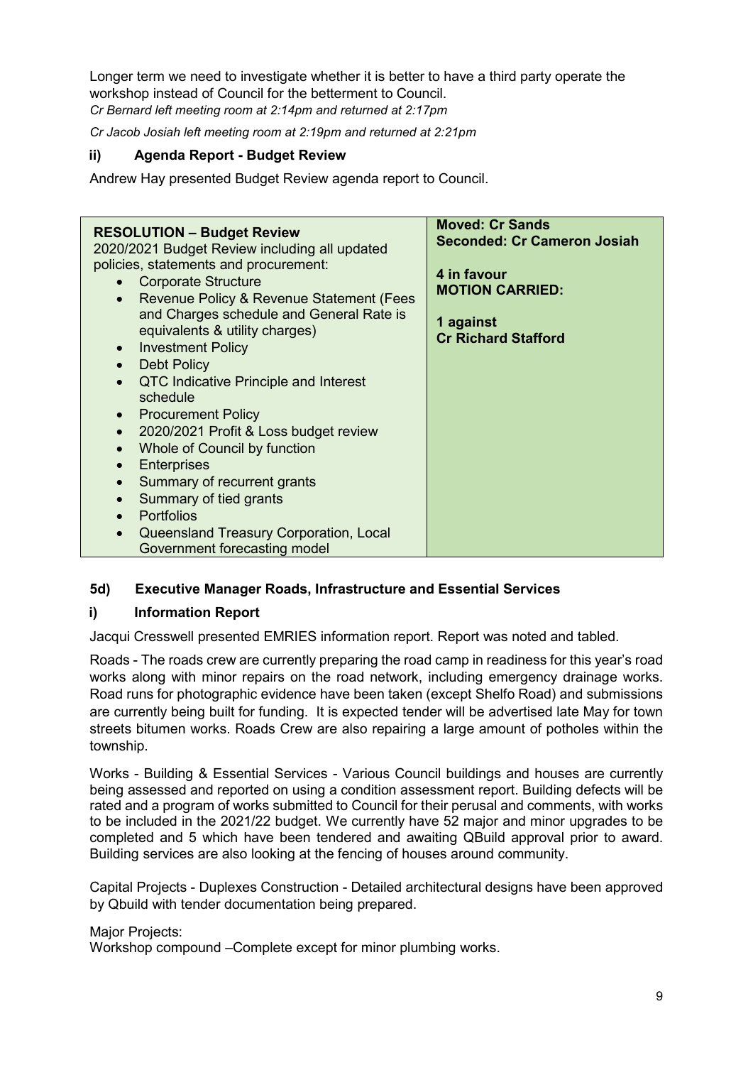Longer term we need to investigate whether it is better to have a third party operate the workshop instead of Council for the betterment to Council.

*Cr Bernard left meeting room at 2:14pm and returned at 2:17pm*

*Cr Jacob Josiah left meeting room at 2:19pm and returned at 2:21pm*

### ii) Agenda Report - Budget Review

Andrew Hay presented Budget Review agenda report to Council.

| **RESOLUTION – Budget Review** | **Moved: Cr Sands** |
|---|---|
| 2020/2021 Budget Review including all updated policies, statements and procurement:<br>• Corporate Structure<br>• Revenue Policy & Revenue Statement (Fees and Charges schedule and General Rate is equivalents & utility charges)<br>• Investment Policy<br>• Debt Policy<br>• QTC Indicative Principle and Interest schedule<br>• Procurement Policy<br>• 2020/2021 Profit & Loss budget review<br>• Whole of Council by function<br>• Enterprises<br>• Summary of recurrent grants<br>• Summary of tied grants<br>• Portfolios<br>• Queensland Treasury Corporation, Local Government forecasting model | **Seconded: Cr Cameron Josiah**<br><br>**4 in favour**<br>**MOTION CARRIED:**<br><br>**1 against**<br>**Cr Richard Stafford** |

### 5d) Executive Manager Roads, Infrastructure and Essential Services

### i) Information Report

Jacqui Cresswell presented EMRIES information report. Report was noted and tabled.

Roads - The roads crew are currently preparing the road camp in readiness for this year's road works along with minor repairs on the road network, including emergency drainage works. Road runs for photographic evidence have been taken (except Shelfo Road) and submissions are currently being built for funding. It is expected tender will be advertised late May for town streets bitumen works. Roads Crew are also repairing a large amount of potholes within the township.

Works - Building & Essential Services - Various Council buildings and houses are currently being assessed and reported on using a condition assessment report. Building defects will be rated and a program of works submitted to Council for their perusal and comments, with works to be included in the 2021/22 budget. We currently have 52 major and minor upgrades to be completed and 5 which have been tendered and awaiting QBuild approval prior to award. Building services are also looking at the fencing of houses around community.

Capital Projects - Duplexes Construction - Detailed architectural designs have been approved by Qbuild with tender documentation being prepared.

Major Projects:
Workshop compound –Complete except for minor plumbing works.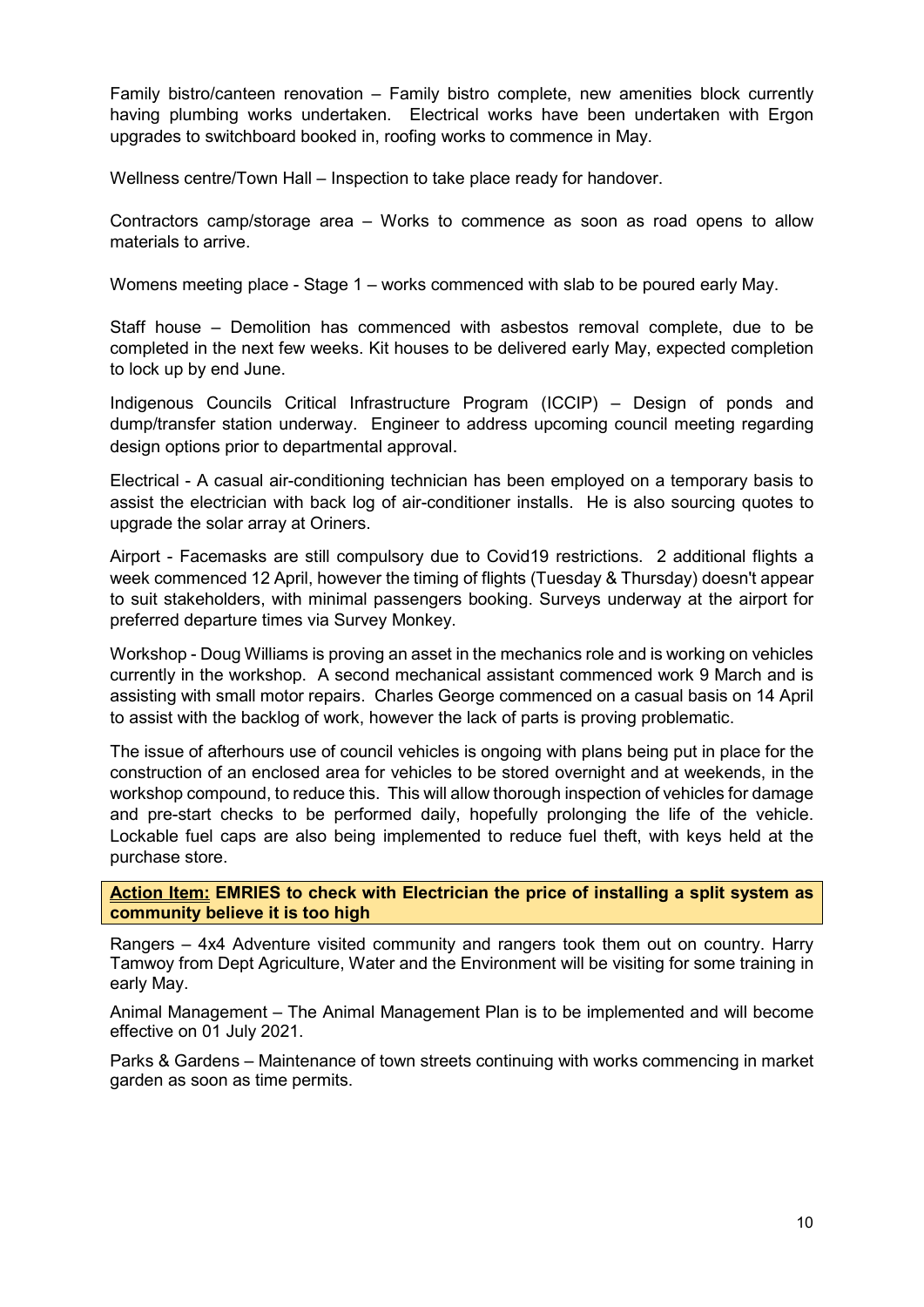Family bistro/canteen renovation – Family bistro complete, new amenities block currently having plumbing works undertaken. Electrical works have been undertaken with Ergon upgrades to switchboard booked in, roofing works to commence in May.

Wellness centre/Town Hall – Inspection to take place ready for handover.

Contractors camp/storage area – Works to commence as soon as road opens to allow materials to arrive.

Womens meeting place - Stage 1 – works commenced with slab to be poured early May.

Staff house – Demolition has commenced with asbestos removal complete, due to be completed in the next few weeks. Kit houses to be delivered early May, expected completion to lock up by end June.

Indigenous Councils Critical Infrastructure Program (ICCIP) – Design of ponds and dump/transfer station underway. Engineer to address upcoming council meeting regarding design options prior to departmental approval.

Electrical - A casual air-conditioning technician has been employed on a temporary basis to assist the electrician with back log of air-conditioner installs. He is also sourcing quotes to upgrade the solar array at Oriners.

Airport - Facemasks are still compulsory due to Covid19 restrictions. 2 additional flights a week commenced 12 April, however the timing of flights (Tuesday & Thursday) doesn't appear to suit stakeholders, with minimal passengers booking. Surveys underway at the airport for preferred departure times via Survey Monkey.

Workshop - Doug Williams is proving an asset in the mechanics role and is working on vehicles currently in the workshop. A second mechanical assistant commenced work 9 March and is assisting with small motor repairs. Charles George commenced on a casual basis on 14 April to assist with the backlog of work, however the lack of parts is proving problematic.

The issue of afterhours use of council vehicles is ongoing with plans being put in place for the construction of an enclosed area for vehicles to be stored overnight and at weekends, in the workshop compound, to reduce this. This will allow thorough inspection of vehicles for damage and pre-start checks to be performed daily, hopefully prolonging the life of the vehicle. Lockable fuel caps are also being implemented to reduce fuel theft, with keys held at the purchase store.

**Action Item: EMRIES to check with Electrician the price of installing a split system as community believe it is too high**

Rangers – 4x4 Adventure visited community and rangers took them out on country. Harry Tamwoy from Dept Agriculture, Water and the Environment will be visiting for some training in early May.

Animal Management – The Animal Management Plan is to be implemented and will become effective on 01 July 2021.

Parks & Gardens – Maintenance of town streets continuing with works commencing in market garden as soon as time permits.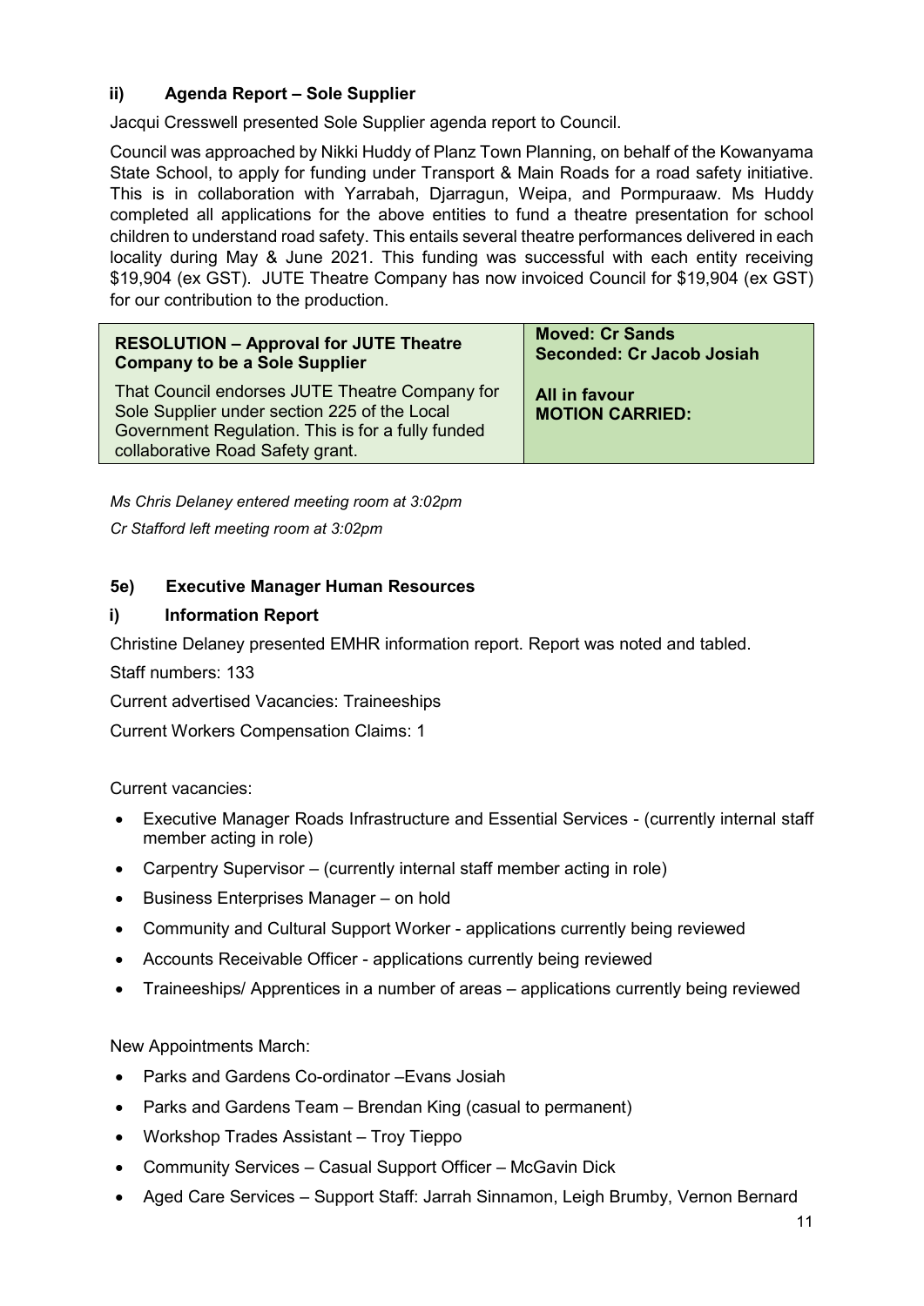### ii) Agenda Report – Sole Supplier

Jacqui Cresswell presented Sole Supplier agenda report to Council.

Council was approached by Nikki Huddy of Planz Town Planning, on behalf of the Kowanyama State School, to apply for funding under Transport & Main Roads for a road safety initiative. This is in collaboration with Yarrabah, Djarragun, Weipa, and Pormpuraaw. Ms Huddy completed all applications for the above entities to fund a theatre presentation for school children to understand road safety. This entails several theatre performances delivered in each locality during May & June 2021. This funding was successful with each entity receiving $19,904 (ex GST). JUTE Theatre Company has now invoiced Council for $19,904 (ex GST) for our contribution to the production.

| **RESOLUTION – Approval for JUTE Theatre Company to be a Sole Supplier** | **Moved: Cr Sands**<br>**Seconded: Cr Jacob Josiah** |
|---|---|
| That Council endorses JUTE Theatre Company for Sole Supplier under section 225 of the Local Government Regulation. This is for a fully funded collaborative Road Safety grant. | **All in favour**<br>**MOTION CARRIED:** |

*Ms Chris Delaney entered meeting room at 3:02pm*

*Cr Stafford left meeting room at 3:02pm*

## 5e) Executive Manager Human Resources

### i) Information Report

Christine Delaney presented EMHR information report. Report was noted and tabled.

Staff numbers: 133

Current advertised Vacancies: Traineeships

Current Workers Compensation Claims: 1

Current vacancies:

- Executive Manager Roads Infrastructure and Essential Services - (currently internal staff member acting in role)
- Carpentry Supervisor – (currently internal staff member acting in role)
- Business Enterprises Manager – on hold
- Community and Cultural Support Worker - applications currently being reviewed
- Accounts Receivable Officer - applications currently being reviewed
- Traineeships/ Apprentices in a number of areas – applications currently being reviewed

New Appointments March:

- Parks and Gardens Co-ordinator –Evans Josiah
- Parks and Gardens Team – Brendan King (casual to permanent)
- Workshop Trades Assistant – Troy Tieppo
- Community Services – Casual Support Officer – McGavin Dick
- Aged Care Services – Support Staff: Jarrah Sinnamon, Leigh Brumby, Vernon Bernard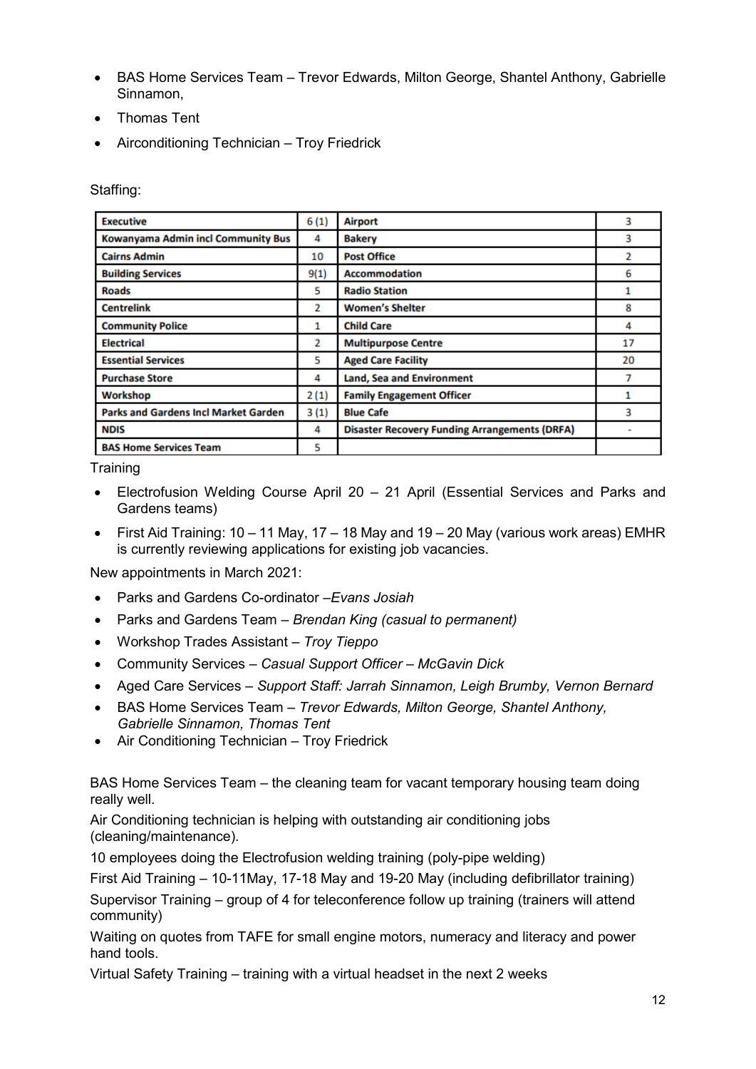- BAS Home Services Team – Trevor Edwards, Milton George, Shantel Anthony, Gabrielle Sinnamon,
- Thomas Tent
- Airconditioning Technician – Troy Friedrick

Staffing:

| Executive | 6 (1) | Airport | 3 |
|---|---|---|---|
| Kowanyama Admin incl Community Bus | 4 | Bakery | 3 |
| Cairns Admin | 10 | Post Office | 2 |
| Building Services | 9(1) | Accommodation | 6 |
| Roads | 5 | Radio Station | 1 |
| Centrelink | 2 | Women's Shelter | 8 |
| Community Police | 1 | Child Care | 4 |
| Electrical | 2 | Multipurpose Centre | 17 |
| Essential Services | 5 | Aged Care Facility | 20 |
| Purchase Store | 4 | Land, Sea and Environment | 7 |
| Workshop | 2 (1) | Family Engagement Officer | 1 |
| Parks and Gardens Incl Market Garden | 3 (1) | Blue Cafe | 3 |
| NDIS | 4 | Disaster Recovery Funding Arrangements (DRFA) | - |
| BAS Home Services Team | 5 | | |

Training

- Electrofusion Welding Course April 20 – 21 April (Essential Services and Parks and Gardens teams)
- First Aid Training: 10 – 11 May, 17 – 18 May and 19 – 20 May (various work areas) EMHR is currently reviewing applications for existing job vacancies.

New appointments in March 2021:

- Parks and Gardens Co-ordinator –*Evans Josiah*
- Parks and Gardens Team – *Brendan King (casual to permanent)*
- Workshop Trades Assistant – *Troy Tieppo*
- Community Services – *Casual Support Officer – McGavin Dick*
- Aged Care Services – *Support Staff: Jarrah Sinnamon, Leigh Brumby, Vernon Bernard*
- BAS Home Services Team – *Trevor Edwards, Milton George, Shantel Anthony, Gabrielle Sinnamon, Thomas Tent*
- Air Conditioning Technician – Troy Friedrick

BAS Home Services Team – the cleaning team for vacant temporary housing team doing really well.

Air Conditioning technician is helping with outstanding air conditioning jobs (cleaning/maintenance).

10 employees doing the Electrofusion welding training (poly-pipe welding)

First Aid Training – 10-11May, 17-18 May and 19-20 May (including defibrillator training)

Supervisor Training – group of 4 for teleconference follow up training (trainers will attend community)

Waiting on quotes from TAFE for small engine motors, numeracy and literacy and power hand tools.

Virtual Safety Training – training with a virtual headset in the next 2 weeks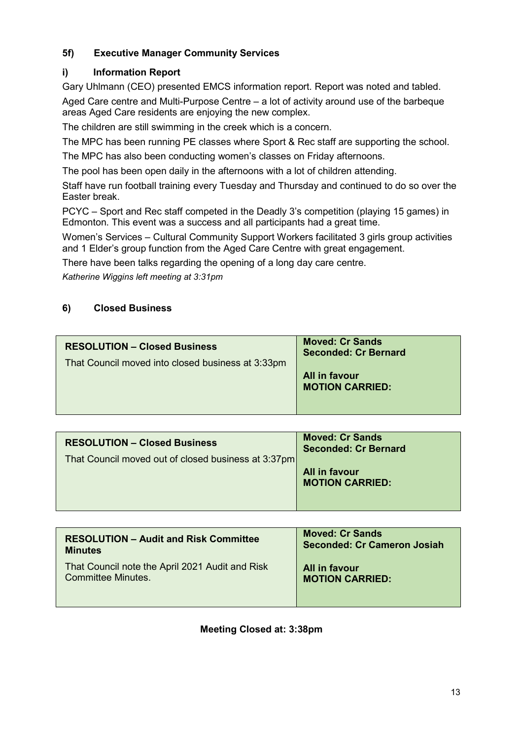### 5f) Executive Manager Community Services

#### i) Information Report

Gary Uhlmann (CEO) presented EMCS information report. Report was noted and tabled.

Aged Care centre and Multi-Purpose Centre – a lot of activity around use of the barbeque areas Aged Care residents are enjoying the new complex.

The children are still swimming in the creek which is a concern.

The MPC has been running PE classes where Sport & Rec staff are supporting the school.

The MPC has also been conducting women's classes on Friday afternoons.

The pool has been open daily in the afternoons with a lot of children attending.

Staff have run football training every Tuesday and Thursday and continued to do so over the Easter break.

PCYC – Sport and Rec staff competed in the Deadly 3's competition (playing 15 games) in Edmonton. This event was a success and all participants had a great time.

Women's Services – Cultural Community Support Workers facilitated 3 girls group activities and 1 Elder's group function from the Aged Care Centre with great engagement.

There have been talks regarding the opening of a long day care centre.

*Katherine Wiggins left meeting at 3:31pm*

## 6) Closed Business

| | |
|---|---|
| **RESOLUTION – Closed Business**<br>That Council moved into closed business at 3:33pm | **Moved: Cr Sands**<br>**Seconded: Cr Bernard**<br><br>**All in favour**<br>**MOTION CARRIED:** |

| | |
|---|---|
| **RESOLUTION – Closed Business**<br>That Council moved out of closed business at 3:37pm | **Moved: Cr Sands**<br>**Seconded: Cr Bernard**<br><br>**All in favour**<br>**MOTION CARRIED:** |

| | |
|---|---|
| **RESOLUTION – Audit and Risk Committee Minutes**<br>That Council note the April 2021 Audit and Risk Committee Minutes. | **Moved: Cr Sands**<br>**Seconded: Cr Cameron Josiah**<br><br>**All in favour**<br>**MOTION CARRIED:** |

**Meeting Closed at: 3:38pm**